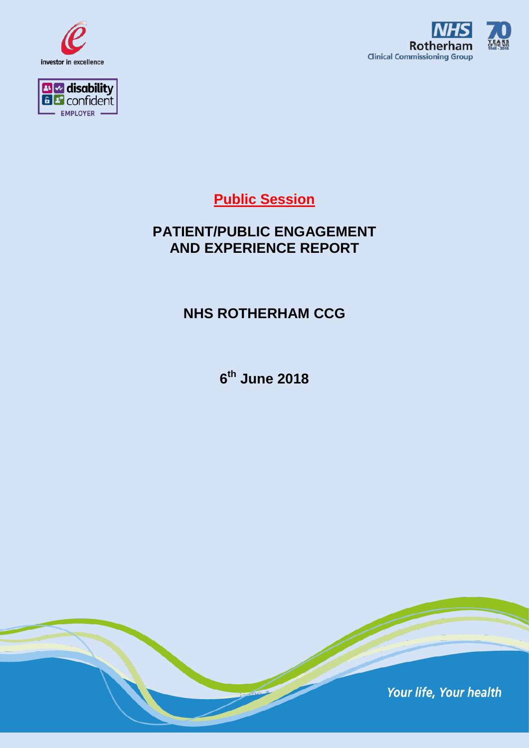investor in excellence

disability confident EMPLOYER

NHS Rotherham Clinical Commissioning Group

**Public Session**

# PATIENT/PUBLIC ENGAGEMENT AND EXPERIENCE REPORT

## NHS ROTHERHAM CCG

**6th June 2018**

*Your life, Your health*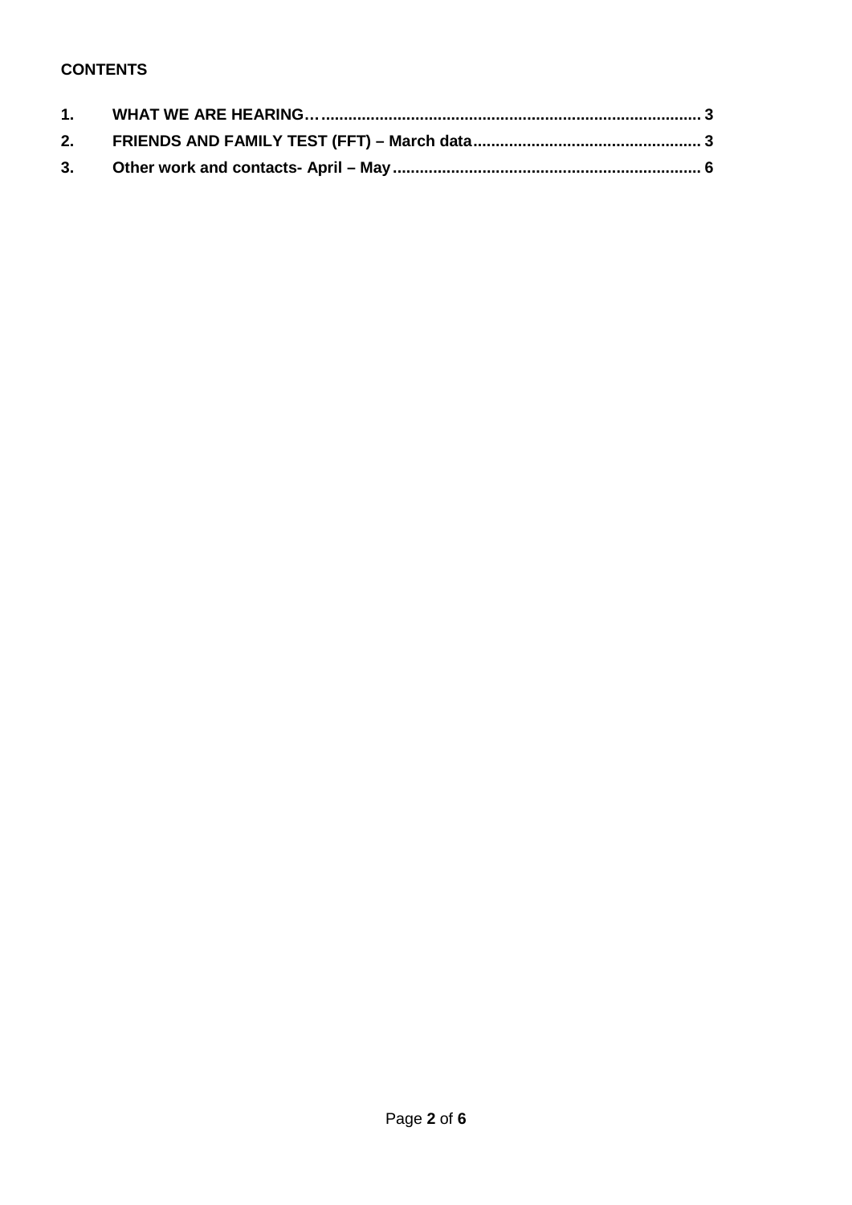**CONTENTS**

1. WHAT WE ARE HEARING… 3
2. FRIENDS AND FAMILY TEST (FFT) – March data 3
3. Other work and contacts- April – May 6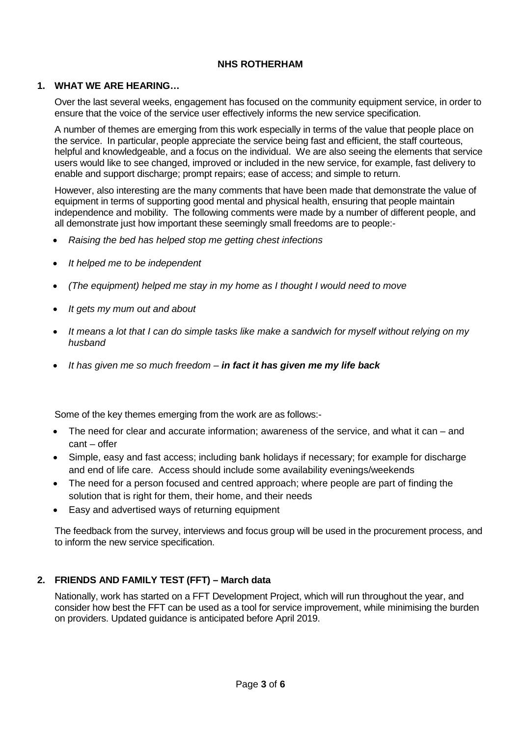**NHS ROTHERHAM**

## 1. WHAT WE ARE HEARING…

Over the last several weeks, engagement has focused on the community equipment service, in order to ensure that the voice of the service user effectively informs the new service specification.

A number of themes are emerging from this work especially in terms of the value that people place on the service. In particular, people appreciate the service being fast and efficient, the staff courteous, helpful and knowledgeable, and a focus on the individual. We are also seeing the elements that service users would like to see changed, improved or included in the new service, for example, fast delivery to enable and support discharge; prompt repairs; ease of access; and simple to return.

However, also interesting are the many comments that have been made that demonstrate the value of equipment in terms of supporting good mental and physical health, ensuring that people maintain independence and mobility. The following comments were made by a number of different people, and all demonstrate just how important these seemingly small freedoms are to people:-

- *Raising the bed has helped stop me getting chest infections*
- *It helped me to be independent*
- *(The equipment) helped me stay in my home as I thought I would need to move*
- *It gets my mum out and about*
- *It means a lot that I can do simple tasks like make a sandwich for myself without relying on my husband*
- *It has given me so much freedom –* ***in fact it has given me my life back***

Some of the key themes emerging from the work are as follows:-

- The need for clear and accurate information; awareness of the service, and what it can – and cant – offer
- Simple, easy and fast access; including bank holidays if necessary; for example for discharge and end of life care. Access should include some availability evenings/weekends
- The need for a person focused and centred approach; where people are part of finding the solution that is right for them, their home, and their needs
- Easy and advertised ways of returning equipment

The feedback from the survey, interviews and focus group will be used in the procurement process, and to inform the new service specification.

## 2. FRIENDS AND FAMILY TEST (FFT) – March data

Nationally, work has started on a FFT Development Project, which will run throughout the year, and consider how best the FFT can be used as a tool for service improvement, while minimising the burden on providers. Updated guidance is anticipated before April 2019.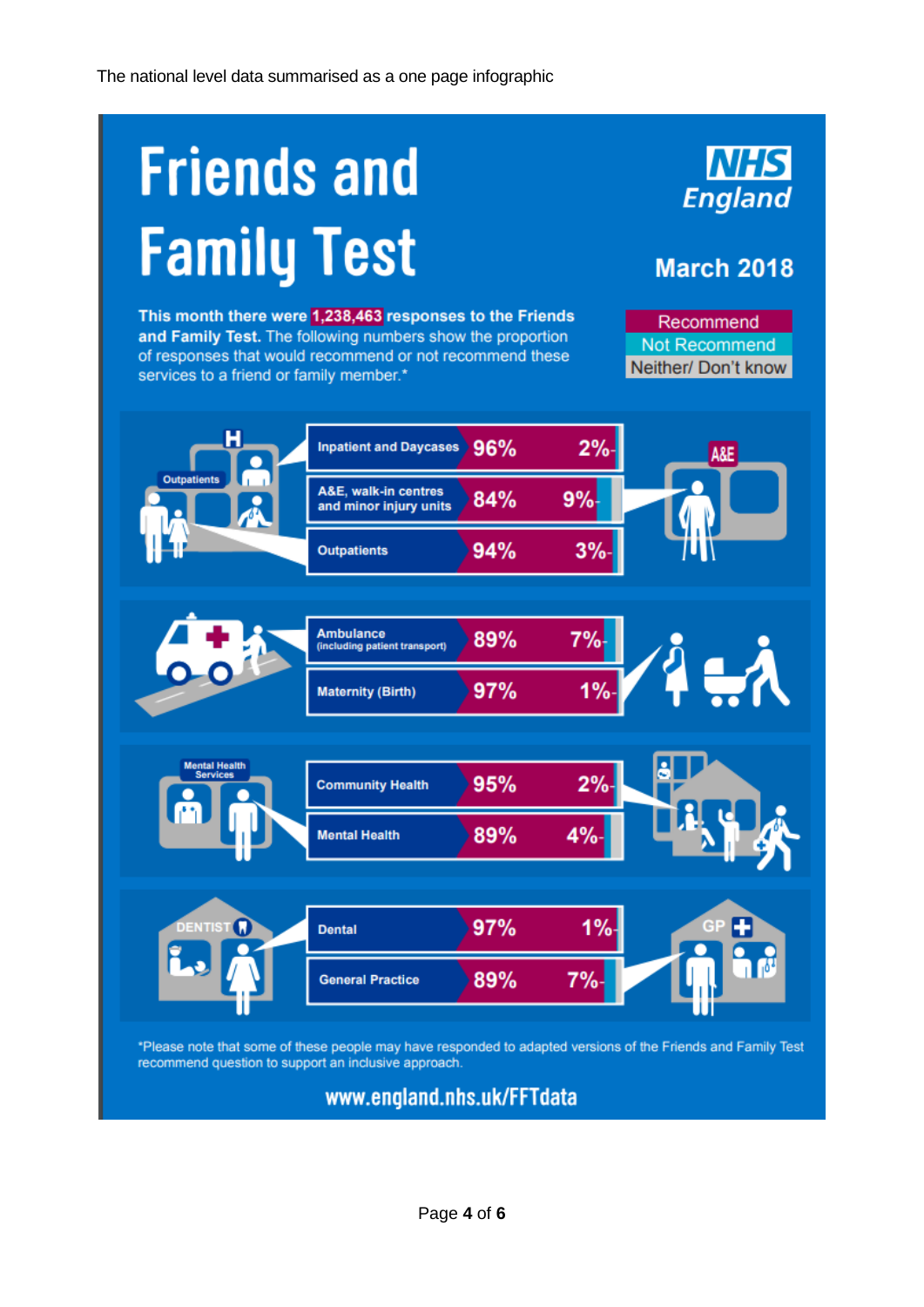The national level data summarised as a one page infographic

# Friends and Family Test

**NHS England**

## March 2018

**This month there were 1,238,463 responses to the Friends and Family Test.** The following numbers show the proportion of responses that would recommend or not recommend these services to a friend or family member.*

Recommend / Not Recommend / Neither/ Don't know

| Service | Recommend | Not Recommend |
|---|---|---|
| Inpatient and Daycases | 96% | 2% |
| A&E, walk-in centres and minor injury units | 84% | 9% |
| Outpatients | 94% | 3% |
| Ambulance (including patient transport) | 89% | 7% |
| Maternity (Birth) | 97% | 1% |
| Community Health | 95% | 2% |
| Mental Health | 89% | 4% |
| Dental | 97% | 1% |
| General Practice | 89% | 7% |

*Please note that some of these people may have responded to adapted versions of the Friends and Family Test recommend question to support an inclusive approach.

www.england.nhs.uk/FFTdata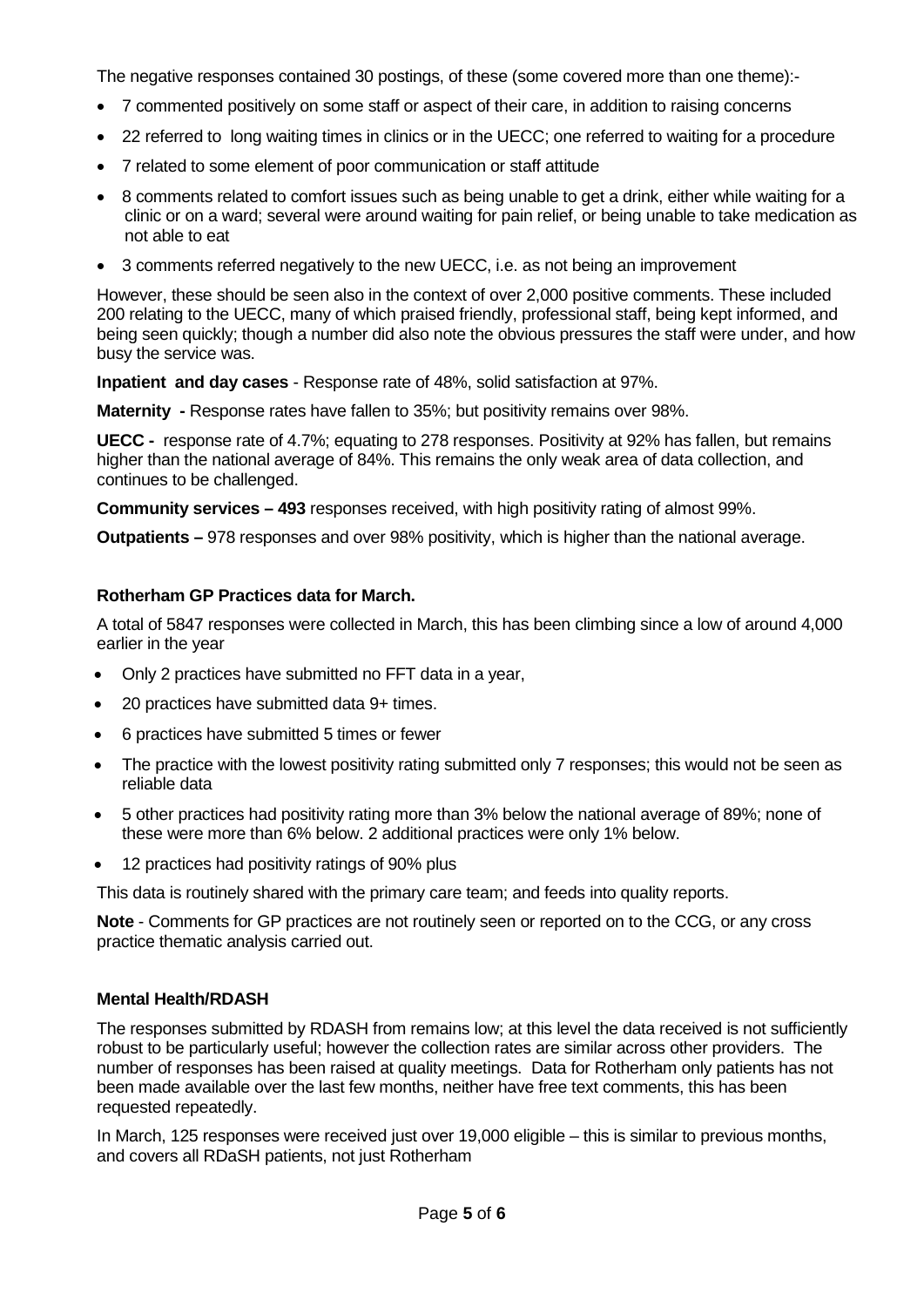The negative responses contained 30 postings, of these (some covered more than one theme):-

- 7 commented positively on some staff or aspect of their care, in addition to raising concerns
- 22 referred to long waiting times in clinics or in the UECC; one referred to waiting for a procedure
- 7 related to some element of poor communication or staff attitude
- 8 comments related to comfort issues such as being unable to get a drink, either while waiting for a clinic or on a ward; several were around waiting for pain relief, or being unable to take medication as not able to eat
- 3 comments referred negatively to the new UECC, i.e. as not being an improvement

However, these should be seen also in the context of over 2,000 positive comments. These included 200 relating to the UECC, many of which praised friendly, professional staff, being kept informed, and being seen quickly; though a number did also note the obvious pressures the staff were under, and how busy the service was.

**Inpatient and day cases** - Response rate of 48%, solid satisfaction at 97%.

**Maternity -** Response rates have fallen to 35%; but positivity remains over 98%.

**UECC -** response rate of 4.7%; equating to 278 responses. Positivity at 92% has fallen, but remains higher than the national average of 84%. This remains the only weak area of data collection, and continues to be challenged.

**Community services – 493** responses received, with high positivity rating of almost 99%.

**Outpatients –** 978 responses and over 98% positivity, which is higher than the national average.

**Rotherham GP Practices data for March.**

A total of 5847 responses were collected in March, this has been climbing since a low of around 4,000 earlier in the year

- Only 2 practices have submitted no FFT data in a year,
- 20 practices have submitted data 9+ times.
- 6 practices have submitted 5 times or fewer
- The practice with the lowest positivity rating submitted only 7 responses; this would not be seen as reliable data
- 5 other practices had positivity rating more than 3% below the national average of 89%; none of these were more than 6% below. 2 additional practices were only 1% below.
- 12 practices had positivity ratings of 90% plus

This data is routinely shared with the primary care team; and feeds into quality reports.

**Note** - Comments for GP practices are not routinely seen or reported on to the CCG, or any cross practice thematic analysis carried out.

**Mental Health/RDASH**

The responses submitted by RDASH from remains low; at this level the data received is not sufficiently robust to be particularly useful; however the collection rates are similar across other providers. The number of responses has been raised at quality meetings. Data for Rotherham only patients has not been made available over the last few months, neither have free text comments, this has been requested repeatedly.

In March, 125 responses were received just over 19,000 eligible – this is similar to previous months, and covers all RDaSH patients, not just Rotherham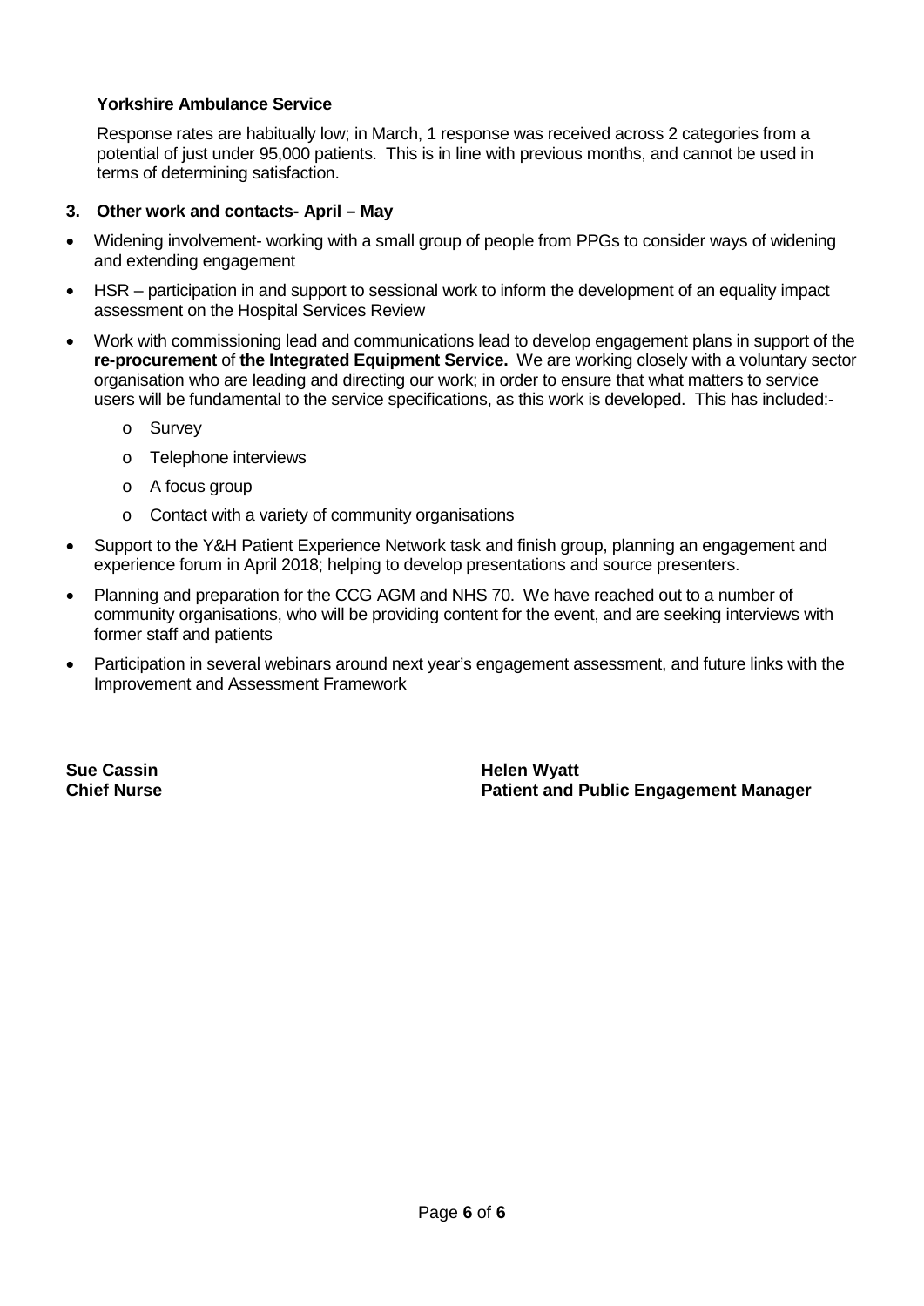**Yorkshire Ambulance Service**

Response rates are habitually low; in March, 1 response was received across 2 categories from a potential of just under 95,000 patients. This is in line with previous months, and cannot be used in terms of determining satisfaction.

## 3. Other work and contacts- April – May

- Widening involvement- working with a small group of people from PPGs to consider ways of widening and extending engagement
- HSR – participation in and support to sessional work to inform the development of an equality impact assessment on the Hospital Services Review
- Work with commissioning lead and communications lead to develop engagement plans in support of the **re-procurement** of **the Integrated Equipment Service.** We are working closely with a voluntary sector organisation who are leading and directing our work; in order to ensure that what matters to service users will be fundamental to the service specifications, as this work is developed. This has included:-
  - Survey
  - Telephone interviews
  - A focus group
  - Contact with a variety of community organisations
- Support to the Y&H Patient Experience Network task and finish group, planning an engagement and experience forum in April 2018; helping to develop presentations and source presenters.
- Planning and preparation for the CCG AGM and NHS 70. We have reached out to a number of community organisations, who will be providing content for the event, and are seeking interviews with former staff and patients
- Participation in several webinars around next year's engagement assessment, and future links with the Improvement and Assessment Framework

**Sue Cassin**
**Chief Nurse**

**Helen Wyatt**
**Patient and Public Engagement Manager**